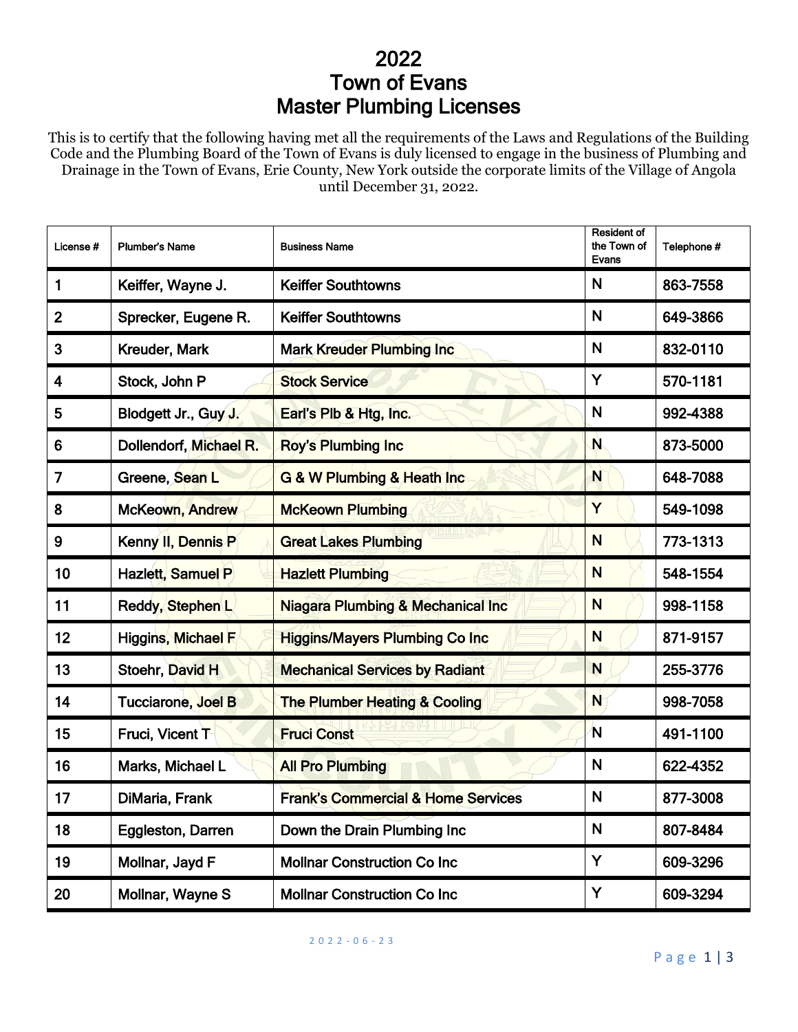# 2022
# Town of Evans
# Master Plumbing Licenses

This is to certify that the following having met all the requirements of the Laws and Regulations of the Building Code and the Plumbing Board of the Town of Evans is duly licensed to engage in the business of Plumbing and Drainage in the Town of Evans, Erie County, New York outside the corporate limits of the Village of Angola until December 31, 2022.

| License # | Plumber's Name | Business Name | Resident of the Town of Evans | Telephone # |
|---|---|---|---|---|
| 1 | Keiffer, Wayne J. | Keiffer Southtowns | N | 863-7558 |
| 2 | Sprecker, Eugene R. | Keiffer Southtowns | N | 649-3866 |
| 3 | Kreuder, Mark | Mark Kreuder Plumbing Inc | N | 832-0110 |
| 4 | Stock, John P | Stock Service | Y | 570-1181 |
| 5 | Blodgett Jr., Guy J. | Earl's Plb & Htg, Inc. | N | 992-4388 |
| 6 | Dollendorf, Michael R. | Roy's Plumbing Inc | N | 873-5000 |
| 7 | Greene, Sean L | G & W Plumbing & Heath Inc | N | 648-7088 |
| 8 | McKeown, Andrew | McKeown Plumbing | Y | 549-1098 |
| 9 | Kenny II, Dennis P | Great Lakes Plumbing | N | 773-1313 |
| 10 | Hazlett, Samuel P | Hazlett Plumbing | N | 548-1554 |
| 11 | Reddy, Stephen L | Niagara Plumbing & Mechanical Inc | N | 998-1158 |
| 12 | Higgins, Michael F | Higgins/Mayers Plumbing Co Inc | N | 871-9157 |
| 13 | Stoehr, David H | Mechanical Services by Radiant | N | 255-3776 |
| 14 | Tucciarone, Joel B | The Plumber Heating & Cooling | N | 998-7058 |
| 15 | Fruci, Vicent T | Fruci Const | N | 491-1100 |
| 16 | Marks, Michael L | All Pro Plumbing | N | 622-4352 |
| 17 | DiMaria, Frank | Frank's Commercial & Home Services | N | 877-3008 |
| 18 | Eggleston, Darren | Down the Drain Plumbing Inc | N | 807-8484 |
| 19 | Mollnar, Jayd F | Mollnar Construction Co Inc | Y | 609-3296 |
| 20 | Mollnar, Wayne S | Mollnar Construction Co Inc | Y | 609-3294 |

2022-06-23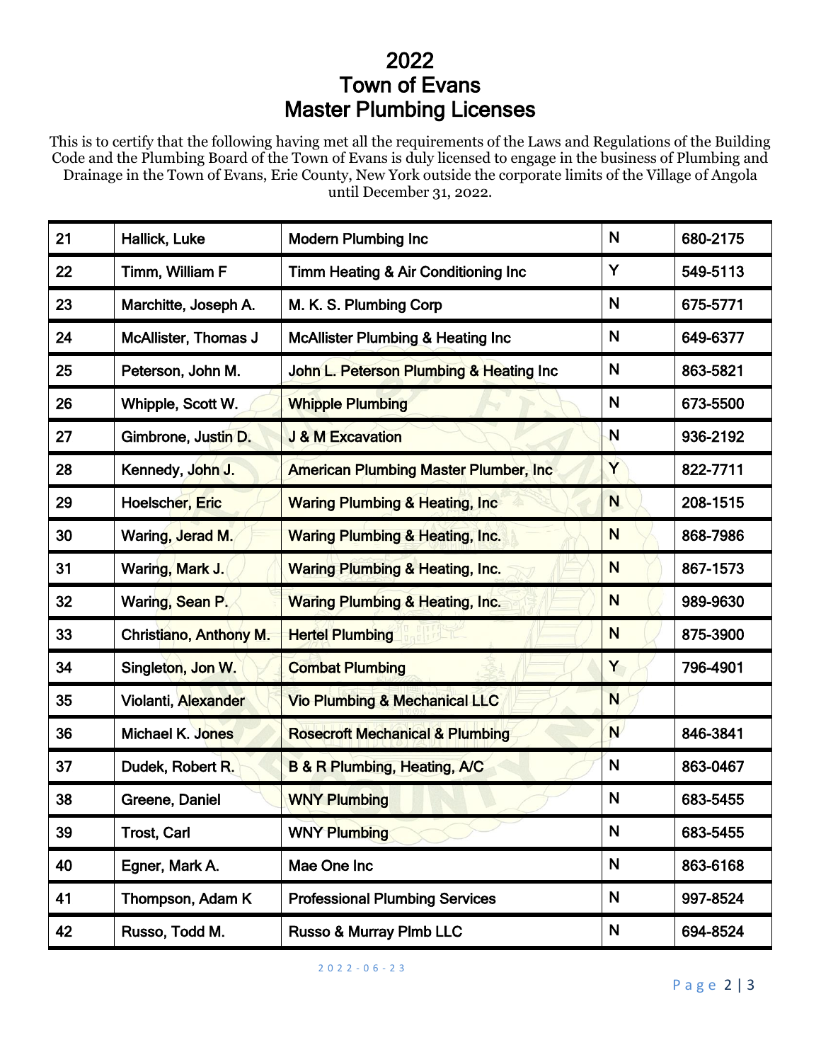# 2022
# Town of Evans
# Master Plumbing Licenses

This is to certify that the following having met all the requirements of the Laws and Regulations of the Building Code and the Plumbing Board of the Town of Evans is duly licensed to engage in the business of Plumbing and Drainage in the Town of Evans, Erie County, New York outside the corporate limits of the Village of Angola until December 31, 2022.

| | | | | |
|---|---|---|---|---|
| 21 | Hallick, Luke | Modern Plumbing Inc | N | 680-2175 |
| 22 | Timm, William F | Timm Heating & Air Conditioning Inc | Y | 549-5113 |
| 23 | Marchitte, Joseph A. | M. K. S. Plumbing Corp | N | 675-5771 |
| 24 | McAllister, Thomas J | McAllister Plumbing & Heating Inc | N | 649-6377 |
| 25 | Peterson, John M. | John L. Peterson Plumbing & Heating Inc | N | 863-5821 |
| 26 | Whipple, Scott W. | Whipple Plumbing | N | 673-5500 |
| 27 | Gimbrone, Justin D. | J & M Excavation | N | 936-2192 |
| 28 | Kennedy, John J. | American Plumbing Master Plumber, Inc | Y | 822-7711 |
| 29 | Hoelscher, Eric | Waring Plumbing & Heating, Inc | N | 208-1515 |
| 30 | Waring, Jerad M. | Waring Plumbing & Heating, Inc. | N | 868-7986 |
| 31 | Waring, Mark J. | Waring Plumbing & Heating, Inc. | N | 867-1573 |
| 32 | Waring, Sean P. | Waring Plumbing & Heating, Inc. | N | 989-9630 |
| 33 | Christiano, Anthony M. | Hertel Plumbing | N | 875-3900 |
| 34 | Singleton, Jon W. | Combat Plumbing | Y | 796-4901 |
| 35 | Violanti, Alexander | Vio Plumbing & Mechanical LLC | N | |
| 36 | Michael K. Jones | Rosecroft Mechanical & Plumbing | N | 846-3841 |
| 37 | Dudek, Robert R. | B & R Plumbing, Heating, A/C | N | 863-0467 |
| 38 | Greene, Daniel | WNY Plumbing | N | 683-5455 |
| 39 | Trost, Carl | WNY Plumbing | N | 683-5455 |
| 40 | Egner, Mark A. | Mae One Inc | N | 863-6168 |
| 41 | Thompson, Adam K | Professional Plumbing Services | N | 997-8524 |
| 42 | Russo, Todd M. | Russo & Murray Plmb LLC | N | 694-8524 |

2022-06-23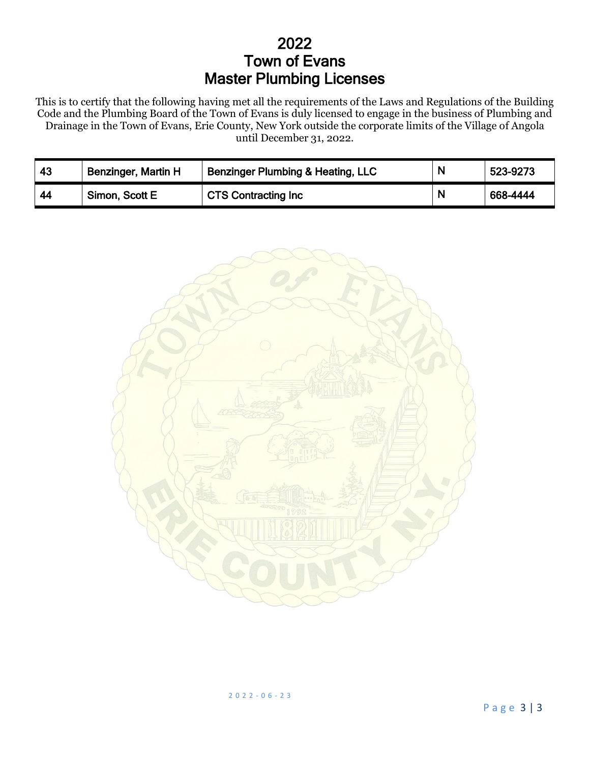# 2022
# Town of Evans
# Master Plumbing Licenses

This is to certify that the following having met all the requirements of the Laws and Regulations of the Building Code and the Plumbing Board of the Town of Evans is duly licensed to engage in the business of Plumbing and Drainage in the Town of Evans, Erie County, New York outside the corporate limits of the Village of Angola until December 31, 2022.

| | | | | |
|---|---|---|---|---|
| 43 | Benzinger, Martin H | Benzinger Plumbing & Heating, LLC | N | 523-9273 |
| 44 | Simon, Scott E | CTS Contracting Inc | N | 668-4444 |

2022-06-23